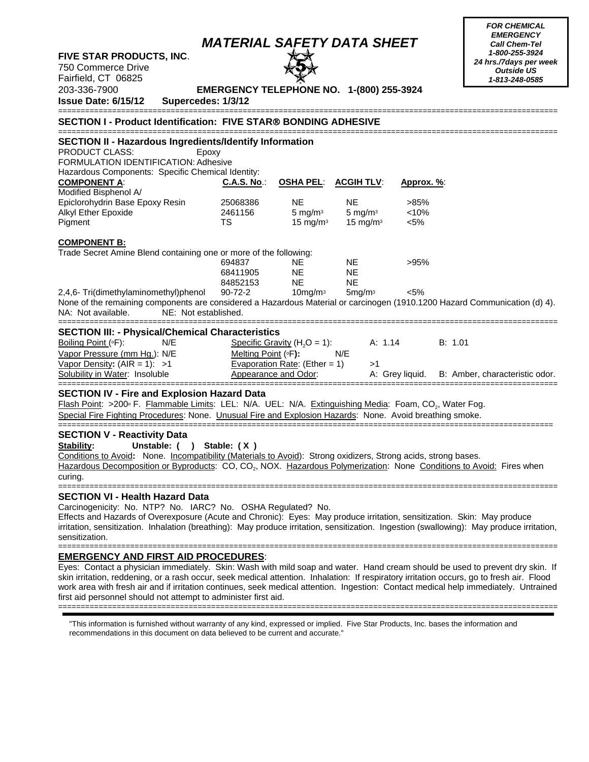# MATERIAL SAFETY DATA SHEET

***FOR CHEMICAL EMERGENCY***
***Call Chem-Tel***
***1-800-255-3924***
***24 hrs./7days per week***
***Outside US***
***1-813-248-0585***

**FIVE STAR PRODUCTS, INC**.
750 Commerce Drive
Fairfield, CT 06825
203-336-7900

**EMERGENCY TELEPHONE NO. 1-(800) 255-3924**

**Issue Date: 6/15/12 Supercedes: 1/3/12**

## SECTION I - Product Identification: FIVE STAR® BONDING ADHESIVE

## SECTION II - Hazardous Ingredients/Identify Information

PRODUCT CLASS: Epoxy
FORMULATION IDENTIFICATION: Adhesive
Hazardous Components: Specific Chemical Identity:

| COMPONENT A: | C.A.S. No.: | OSHA PEL: | ACGIH TLV: | Approx. %: |
|---|---|---|---|---|
| Modified Bisphenol A/ Epiclorohydrin Base Epoxy Resin | 25068386 | NE | NE | >85% |
| Alkyl Ether Epoxide | 2461156 | 5 mg/m³ | 5 mg/m³ | <10% |
| Pigment | TS | 15 mg/m³ | 15 mg/m³ | <5% |

| COMPONENT B: | | | | |
|---|---|---|---|---|
| Trade Secret Amine Blend containing one or more of the following: | | | | |
| | 694837 | NE | NE | >95% |
| | 68411905 | NE | NE | |
| | 84852153 | NE | NE | |
| 2,4,6- Tri(dimethylaminomethyl)phenol | 90-72-2 | 10mg/m³ | 5mg/m³ | <5% |

None of the remaining components are considered a Hazardous Material or carcinogen (1910.1200 Hazard Communication (d) 4).
NA: Not available. NE: Not established.

## SECTION III: - Physical/Chemical Characteristics

| | | | | |
|---|---|---|---|---|
| Boiling Point (°F): | N/E | Specific Gravity ($H_2O$ = 1): | A: 1.14 | B: 1.01 |
| Vapor Pressure (mm Hg.): | N/E | Melting Point (°F): | N/E | |
| Vapor Density: (AIR = 1): | >1 | Evaporation Rate: (Ether = 1) | >1 | |
| Solubility in Water: | Insoluble | Appearance and Odor: | A: Grey liquid. | B: Amber, characteristic odor. |

## SECTION IV - Fire and Explosion Hazard Data

Flash Point: >200° F. Flammable Limits: LEL: N/A. UEL: N/A. Extinguishing Media: Foam, $CO_2$, Water Fog.
Special Fire Fighting Procedures: None. Unusual Fire and Explosion Hazards: None. Avoid breathing smoke.

## SECTION V - Reactivity Data

**Stability: Unstable: ( ) Stable: ( X )**
Conditions to Avoid**:** None. Incompatibility (Materials to Avoid): Strong oxidizers, Strong acids, strong bases.
Hazardous Decomposition or Byproducts: CO, $CO_2$, NOX. Hazardous Polymerization: None Conditions to Avoid: Fires when curing.

## SECTION VI - Health Hazard Data

Carcinogenicity: No. NTP? No. IARC? No. OSHA Regulated? No.
Effects and Hazards of Overexposure (Acute and Chronic): Eyes: May produce irritation, sensitization. Skin: May produce irritation, sensitization. Inhalation (breathing): May produce irritation, sensitization. Ingestion (swallowing): May produce irritation, sensitization.

## EMERGENCY AND FIRST AID PROCEDURES:

Eyes: Contact a physician immediately. Skin: Wash with mild soap and water. Hand cream should be used to prevent dry skin. If skin irritation, reddening, or a rash occur, seek medical attention. Inhalation: If respiratory irritation occurs, go to fresh air. Flood work area with fresh air and if irritation continues, seek medical attention. Ingestion: Contact medical help immediately. Untrained first aid personnel should not attempt to administer first aid.

"This information is furnished without warranty of any kind, expressed or implied. Five Star Products, Inc. bases the information and recommendations in this document on data believed to be current and accurate."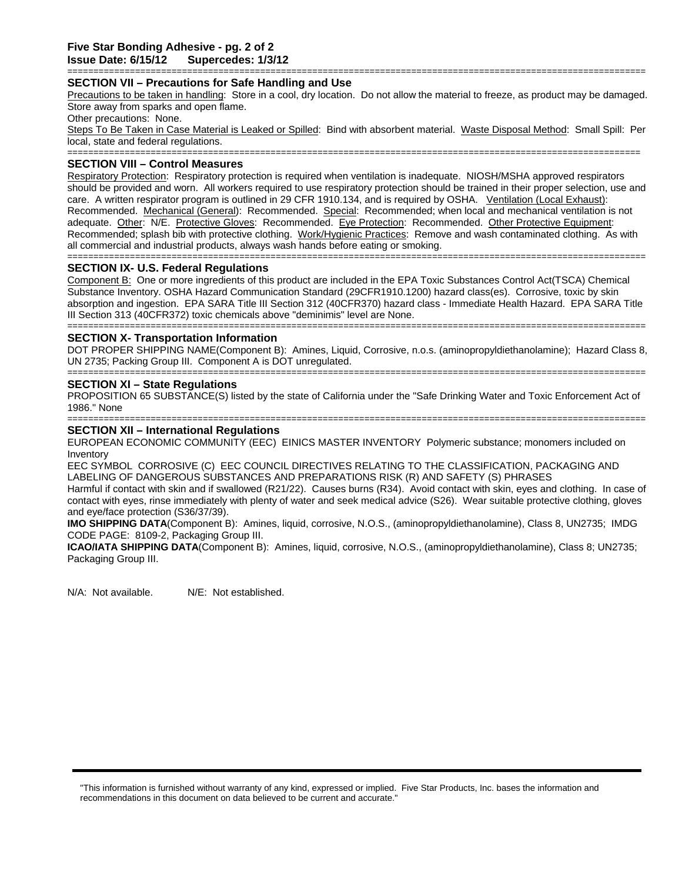## SECTION VII – Precautions for Safe Handling and Use

Precautions to be taken in handling: Store in a cool, dry location. Do not allow the material to freeze, as product may be damaged. Store away from sparks and open flame.

Other precautions: None.

Steps To Be Taken in Case Material is Leaked or Spilled: Bind with absorbent material. Waste Disposal Method: Small Spill: Per local, state and federal regulations.

## SECTION VIII – Control Measures

Respiratory Protection: Respiratory protection is required when ventilation is inadequate. NIOSH/MSHA approved respirators should be provided and worn. All workers required to use respiratory protection should be trained in their proper selection, use and care. A written respirator program is outlined in 29 CFR 1910.134, and is required by OSHA. Ventilation (Local Exhaust): Recommended. Mechanical (General): Recommended. Special: Recommended; when local and mechanical ventilation is not adequate. Other: N/E. Protective Gloves: Recommended. Eye Protection: Recommended. Other Protective Equipment: Recommended; splash bib with protective clothing. Work/Hygienic Practices: Remove and wash contaminated clothing. As with all commercial and industrial products, always wash hands before eating or smoking.

## SECTION IX- U.S. Federal Regulations

Component B: One or more ingredients of this product are included in the EPA Toxic Substances Control Act(TSCA) Chemical Substance Inventory. OSHA Hazard Communication Standard (29CFR1910.1200) hazard class(es). Corrosive, toxic by skin absorption and ingestion. EPA SARA Title III Section 312 (40CFR370) hazard class - Immediate Health Hazard. EPA SARA Title III Section 313 (40CFR372) toxic chemicals above "deminimis" level are None.

## SECTION X- Transportation Information

DOT PROPER SHIPPING NAME(Component B): Amines, Liquid, Corrosive, n.o.s. (aminopropyldiethanolamine); Hazard Class 8, UN 2735; Packing Group III. Component A is DOT unregulated.

## SECTION XI – State Regulations

PROPOSITION 65 SUBSTANCE(S) listed by the state of California under the "Safe Drinking Water and Toxic Enforcement Act of 1986." None

## SECTION XII – International Regulations

EUROPEAN ECONOMIC COMMUNITY (EEC) EINICS MASTER INVENTORY Polymeric substance; monomers included on Inventory

EEC SYMBOL CORROSIVE (C) EEC COUNCIL DIRECTIVES RELATING TO THE CLASSIFICATION, PACKAGING AND LABELING OF DANGEROUS SUBSTANCES AND PREPARATIONS RISK (R) AND SAFETY (S) PHRASES

Harmful if contact with skin and if swallowed (R21/22). Causes burns (R34). Avoid contact with skin, eyes and clothing. In case of contact with eyes, rinse immediately with plenty of water and seek medical advice (S26). Wear suitable protective clothing, gloves and eye/face protection (S36/37/39).

**IMO SHIPPING DATA**(Component B): Amines, liquid, corrosive, N.O.S., (aminopropyldiethanolamine), Class 8, UN2735; IMDG CODE PAGE: 8109-2, Packaging Group III.

**ICAO/IATA SHIPPING DATA**(Component B): Amines, liquid, corrosive, N.O.S., (aminopropyldiethanolamine), Class 8; UN2735; Packaging Group III.

N/A: Not available. N/E: Not established.

"This information is furnished without warranty of any kind, expressed or implied. Five Star Products, Inc. bases the information and recommendations in this document on data believed to be current and accurate."